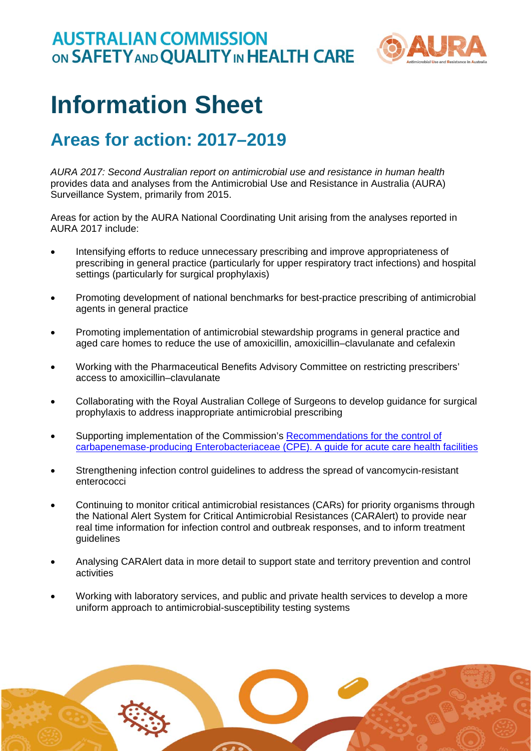AUSTRALIAN COMMISSION ON SAFETY AND QUALITY IN HEALTH CARE

AURA Antimicrobial Use and Resistance in Australia

# Information Sheet

## Areas for action: 2017–2019

*AURA 2017: Second Australian report on antimicrobial use and resistance in human health* provides data and analyses from the Antimicrobial Use and Resistance in Australia (AURA) Surveillance System, primarily from 2015.

Areas for action by the AURA National Coordinating Unit arising from the analyses reported in AURA 2017 include:

- Intensifying efforts to reduce unnecessary prescribing and improve appropriateness of prescribing in general practice (particularly for upper respiratory tract infections) and hospital settings (particularly for surgical prophylaxis)
- Promoting development of national benchmarks for best-practice prescribing of antimicrobial agents in general practice
- Promoting implementation of antimicrobial stewardship programs in general practice and aged care homes to reduce the use of amoxicillin, amoxicillin–clavulanate and cefalexin
- Working with the Pharmaceutical Benefits Advisory Committee on restricting prescribers' access to amoxicillin–clavulanate
- Collaborating with the Royal Australian College of Surgeons to develop guidance for surgical prophylaxis to address inappropriate antimicrobial prescribing
- Supporting implementation of the Commission's Recommendations for the control of carbapenemase-producing Enterobacteriaceae (CPE). A guide for acute care health facilities
- Strengthening infection control guidelines to address the spread of vancomycin-resistant enterococci
- Continuing to monitor critical antimicrobial resistances (CARs) for priority organisms through the National Alert System for Critical Antimicrobial Resistances (CARAlert) to provide near real time information for infection control and outbreak responses, and to inform treatment guidelines
- Analysing CARAlert data in more detail to support state and territory prevention and control activities
- Working with laboratory services, and public and private health services to develop a more uniform approach to antimicrobial-susceptibility testing systems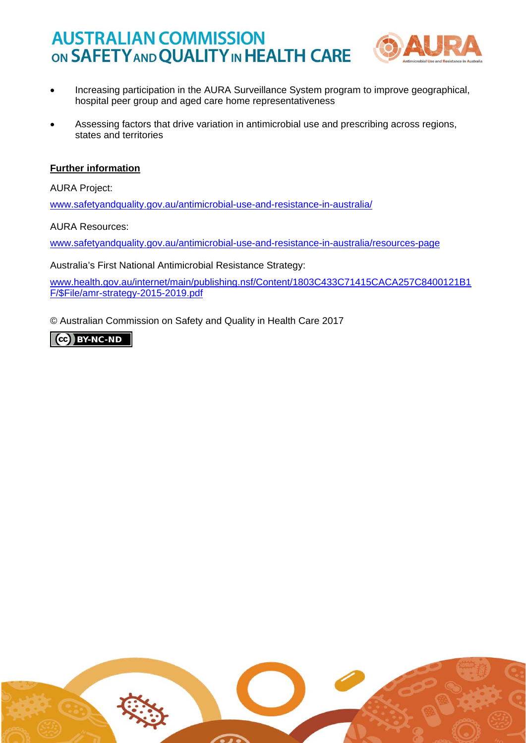- Increasing participation in the AURA Surveillance System program to improve geographical, hospital peer group and aged care home representativeness
- Assessing factors that drive variation in antimicrobial use and prescribing across regions, states and territories

**Further information**

AURA Project:

www.safetyandquality.gov.au/antimicrobial-use-and-resistance-in-australia/

AURA Resources:

www.safetyandquality.gov.au/antimicrobial-use-and-resistance-in-australia/resources-page

Australia's First National Antimicrobial Resistance Strategy:

www.health.gov.au/internet/main/publishing.nsf/Content/1803C433C71415CACA257C8400121B1F/$File/amr-strategy-2015-2019.pdf

© Australian Commission on Safety and Quality in Health Care 2017

BY-NC-ND